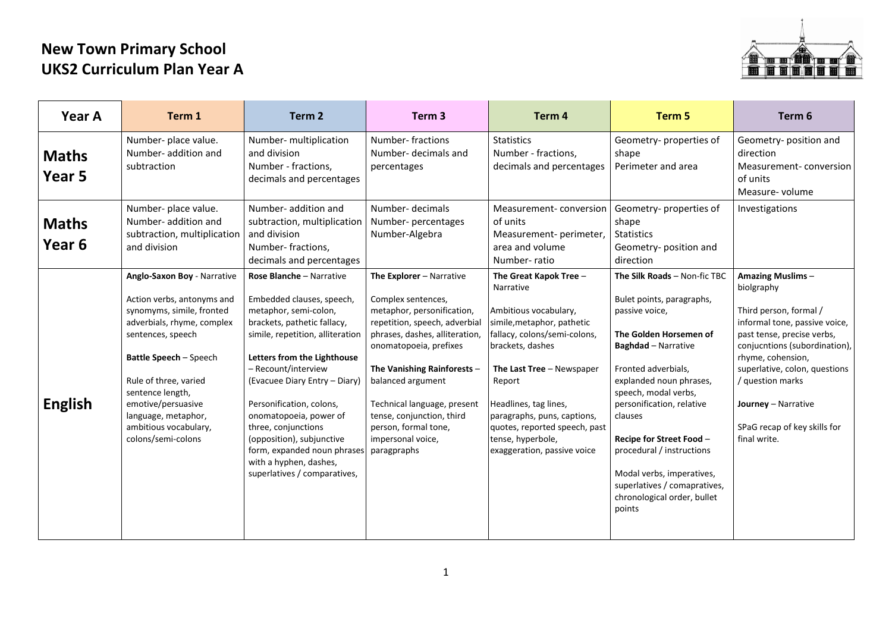# New Town Primary School
# UKS2 Curriculum Plan Year A

| Year A | Term 1 | Term 2 | Term 3 | Term 4 | Term 5 | Term 6 |
|---|---|---|---|---|---|---|
| **Maths Year 5** | Number- place value.<br>Number- addition and subtraction | Number- multiplication and division<br>Number - fractions, decimals and percentages | Number- fractions<br>Number- decimals and percentages | Statistics<br>Number - fractions, decimals and percentages | Geometry- properties of shape<br>Perimeter and area | Geometry- position and direction<br>Measurement- conversion of units<br>Measure- volume |
| **Maths Year 6** | Number- place value.<br>Number- addition and subtraction, multiplication and division | Number- addition and subtraction, multiplication and division<br>Number- fractions, decimals and percentages | Number- decimals<br>Number- percentages<br>Number-Algebra | Measurement- conversion of units<br>Measurement- perimeter, area and volume<br>Number- ratio | Geometry- properties of shape<br>Statistics<br>Geometry- position and direction | Investigations |
| **English** | **Anglo-Saxon Boy** - Narrative<br><br>Action verbs, antonyms and synomyms, simile, fronted adverbials, rhyme, complex sentences, speech<br><br>**Battle Speech** – Speech<br><br>Rule of three, varied sentence length, emotive/persuasive language, metaphor, ambitious vocabulary, colons/semi-colons | **Rose Blanche** – Narrative<br><br>Embedded clauses, speech, metaphor, semi-colon, brackets, pathetic fallacy, simile, repetition, alliteration<br><br>**Letters from the Lighthouse** – Recount/interview (Evacuee Diary Entry – Diary)<br><br>Personification, colons, onomatopoeia, power of three, conjunctions (opposition), subjunctive form, expanded noun phrases with a hyphen, dashes, superlatives / comparatives, | **The Explorer** – Narrative<br><br>Complex sentences, metaphor, personification, repetition, speech, adverbial phrases, dashes, alliteration, onomatopoeia, prefixes<br><br>**The Vanishing Rainforests** – balanced argument<br><br>Technical language, present tense, conjunction, third person, formal tone, impersonal voice, paragpraphs | **The Great Kapok Tree** – Narrative<br><br>Ambitious vocabulary, simile,metaphor, pathetic fallacy, colons/semi-colons, brackets, dashes<br><br>**The Last Tree** – Newspaper Report<br><br>Headlines, tag lines, paragraphs, puns, captions, quotes, reported speech, past tense, hyperbole, exaggeration, passive voice | **The Silk Roads** – Non-fic TBC<br><br>Bulet points, paragraphs, passive voice,<br><br>**The Golden Horsemen of Baghdad** – Narrative<br><br>Fronted adverbials, explanded noun phrases, speech, modal verbs, personification, relative clauses<br><br>**Recipe for Street Food** – procedural / instructions<br><br>Modal verbs, imperatives, superlatives / comapratives, chronological order, bullet points | **Amazing Muslims** – biolgraphy<br><br>Third person, formal / informal tone, passive voice, past tense, precise verbs, conjucntions (subordination), rhyme, cohesion, superlative, colon, questions / question marks<br><br>**Journey** – Narrative<br><br>SPaG recap of key skills for final write. |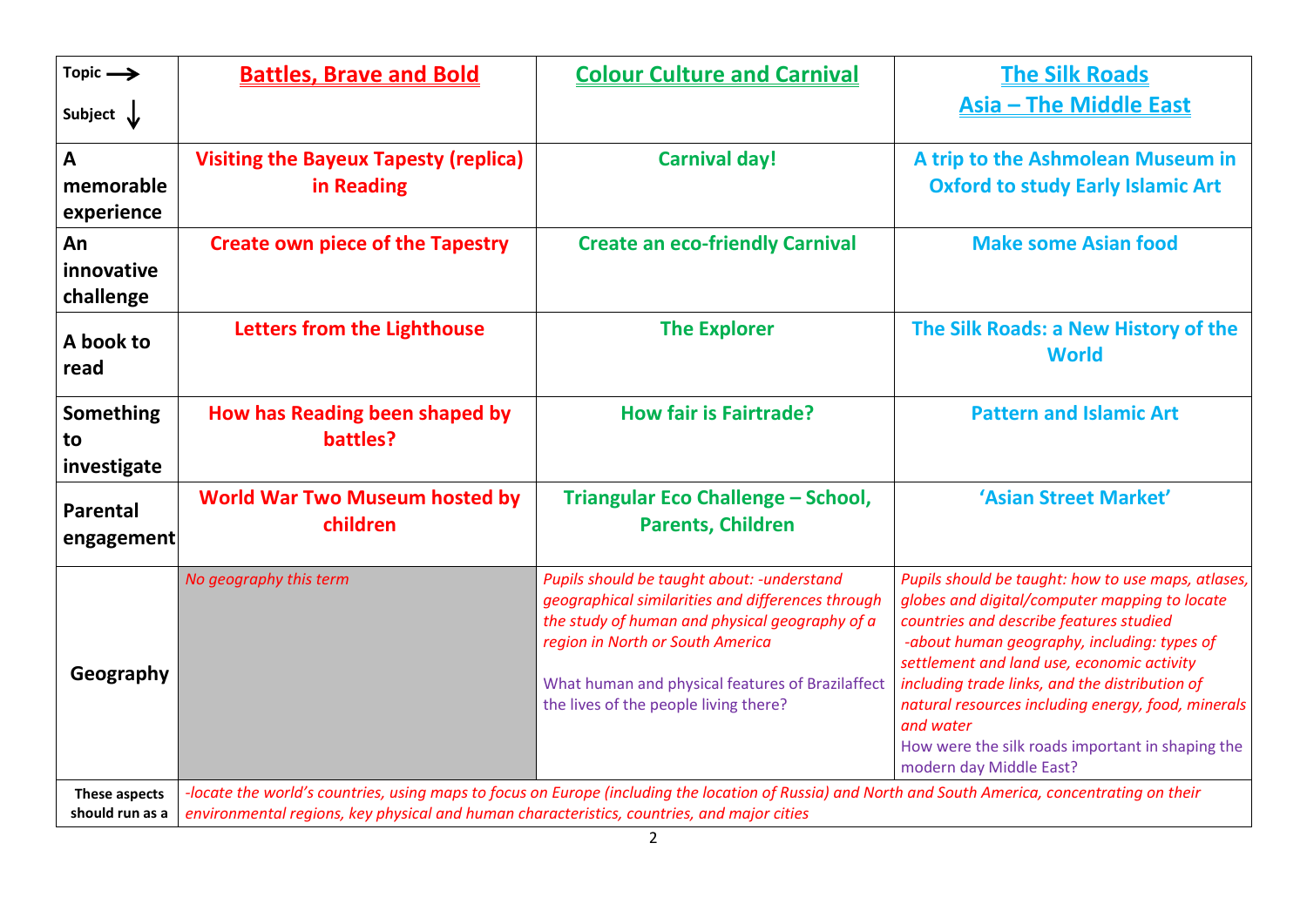| Topic → Subject ↓ | **Battles, Brave and Bold** | **Colour Culture and Carnival** | **The Silk Roads Asia – The Middle East** |
|---|---|---|---|
| **A memorable experience** | **Visiting the Bayeux Tapesty (replica) in Reading** | **Carnival day!** | **A trip to the Ashmolean Museum in Oxford to study Early Islamic Art** |
| **An innovative challenge** | **Create own piece of the Tapestry** | **Create an eco-friendly Carnival** | **Make some Asian food** |
| **A book to read** | **Letters from the Lighthouse** | **The Explorer** | **The Silk Roads: a New History of the World** |
| **Something to investigate** | **How has Reading been shaped by battles?** | **How fair is Fairtrade?** | **Pattern and Islamic Art** |
| **Parental engagement** | **World War Two Museum hosted by children** | **Triangular Eco Challenge – School, Parents, Children** | **'Asian Street Market'** |
| **Geography** | *No geography this term* | *Pupils should be taught about: -understand geographical similarities and differences through the study of human and physical geography of a region in North or South America*<br><br>What human and physical features of Brazilaffect the lives of the people living there? | *Pupils should be taught: how to use maps, atlases, globes and digital/computer mapping to locate countries and describe features studied*<br>*-about human geography, including: types of settlement and land use, economic activity including trade links, and the distribution of natural resources including energy, food, minerals and water*<br>How were the silk roads important in shaping the modern day Middle East? |
| **These aspects should run as a** | *-locate the world's countries, using maps to focus on Europe (including the location of Russia) and North and South America, concentrating on their environmental regions, key physical and human characteristics, countries, and major cities* | | |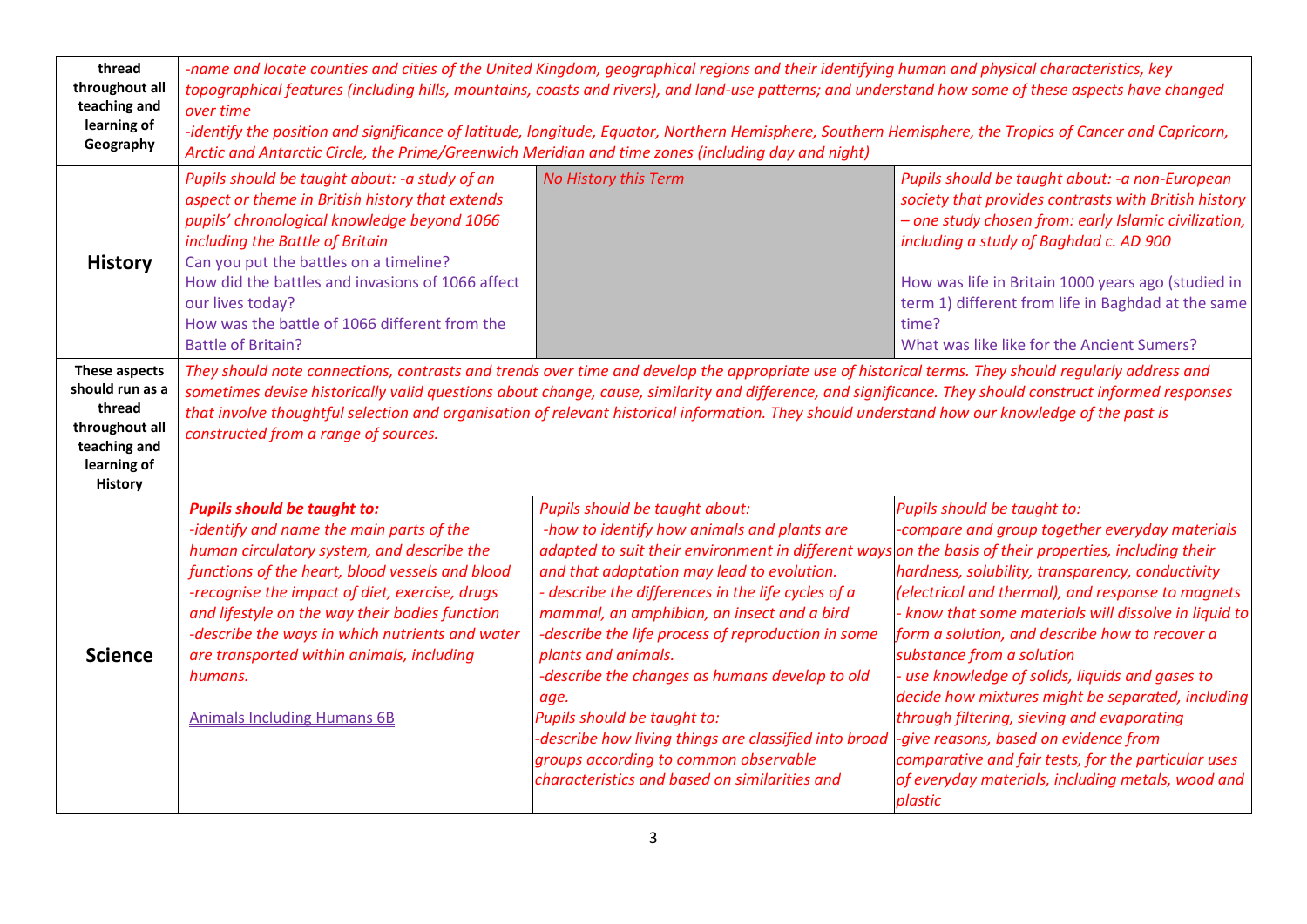| | | | |
|---|---|---|---|
| **thread throughout all teaching and learning of Geography** | *-name and locate counties and cities of the United Kingdom, geographical regions and their identifying human and physical characteristics, key topographical features (including hills, mountains, coasts and rivers), and land-use patterns; and understand how some of these aspects have changed over time*<br>*-identify the position and significance of latitude, longitude, Equator, Northern Hemisphere, Southern Hemisphere, the Tropics of Cancer and Capricorn, Arctic and Antarctic Circle, the Prime/Greenwich Meridian and time zones (including day and night)* | | |
| **History** | *Pupils should be taught about: -a study of an aspect or theme in British history that extends pupils' chronological knowledge beyond 1066 including the Battle of Britain*<br>Can you put the battles on a timeline?<br>How did the battles and invasions of 1066 affect our lives today?<br>How was the battle of 1066 different from the Battle of Britain? | *No History this Term* | *Pupils should be taught about: -a non-European society that provides contrasts with British history – one study chosen from: early Islamic civilization, including a study of Baghdad c. AD 900*<br><br>How was life in Britain 1000 years ago (studied in term 1) different from life in Baghdad at the same time?<br>What was like like for the Ancient Sumers? |
| **These aspects should run as a thread throughout all teaching and learning of History** | *They should note connections, contrasts and trends over time and develop the appropriate use of historical terms. They should regularly address and sometimes devise historically valid questions about change, cause, similarity and difference, and significance. They should construct informed responses that involve thoughtful selection and organisation of relevant historical information. They should understand how our knowledge of the past is constructed from a range of sources.* | | |
| **Science** | ***Pupils should be taught to:***<br>*-identify and name the main parts of the human circulatory system, and describe the functions of the heart, blood vessels and blood*<br>*-recognise the impact of diet, exercise, drugs and lifestyle on the way their bodies function*<br>*-describe the ways in which nutrients and water are transported within animals, including humans.*<br><br>Animals Including Humans 6B | *Pupils should be taught about:*<br>*-how to identify how animals and plants are adapted to suit their environment in different ways and that adaptation may lead to evolution.*<br>*- describe the differences in the life cycles of a mammal, an amphibian, an insect and a bird*<br>*-describe the life process of reproduction in some plants and animals.*<br>*-describe the changes as humans develop to old age.*<br>*Pupils should be taught to:*<br>*-describe how living things are classified into broad groups according to common observable characteristics and based on similarities and* | *Pupils should be taught to:*<br>*-compare and group together everyday materials on the basis of their properties, including their hardness, solubility, transparency, conductivity (electrical and thermal), and response to magnets*<br>*- know that some materials will dissolve in liquid to form a solution, and describe how to recover a substance from a solution*<br>*- use knowledge of solids, liquids and gases to decide how mixtures might be separated, including through filtering, sieving and evaporating*<br>*-give reasons, based on evidence from comparative and fair tests, for the particular uses of everyday materials, including metals, wood and plastic* |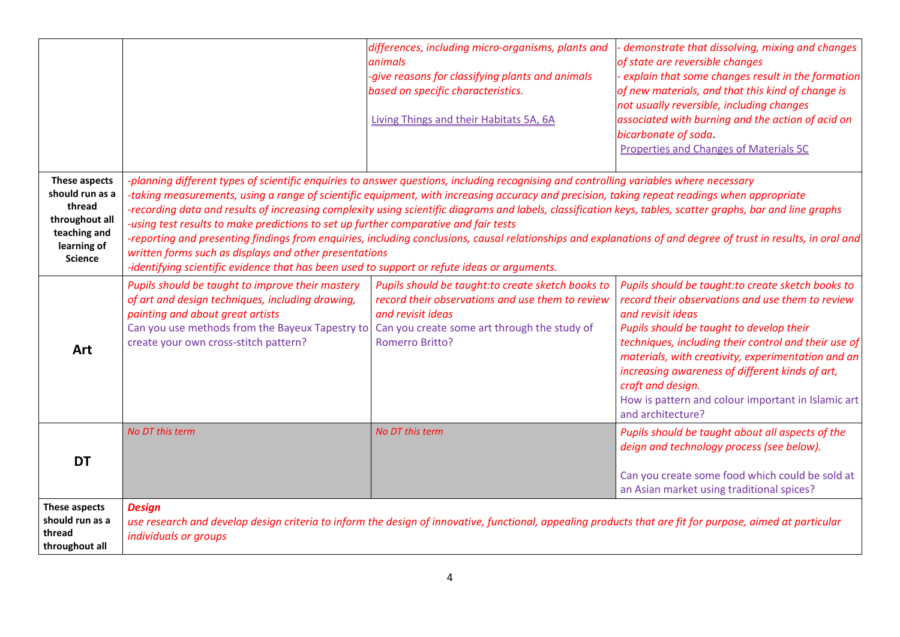| | | | |
|---|---|---|---|
| | | *differences, including micro-organisms, plants and animals*<br>*-give reasons for classifying plants and animals based on specific characteristics.*<br><br>Living Things and their Habitats 5A, 6A | *- demonstrate that dissolving, mixing and changes of state are reversible changes*<br>*- explain that some changes result in the formation of new materials, and that this kind of change is not usually reversible, including changes associated with burning and the action of acid on bicarbonate of soda*.<br>Properties and Changes of Materials 5C |
| **These aspects should run as a thread throughout all teaching and learning of Science** | *-planning different types of scientific enquiries to answer questions, including recognising and controlling variables where necessary*<br>*-taking measurements, using a range of scientific equipment, with increasing accuracy and precision, taking repeat readings when appropriate*<br>*-recording data and results of increasing complexity using scientific diagrams and labels, classification keys, tables, scatter graphs, bar and line graphs*<br>*-using test results to make predictions to set up further comparative and fair tests*<br>*-reporting and presenting findings from enquiries, including conclusions, causal relationships and explanations of and degree of trust in results, in oral and written forms such as displays and other presentations*<br>*-identifying scientific evidence that has been used to support or refute ideas or arguments.* | | |
| **Art** | *Pupils should be taught to improve their mastery of art and design techniques, including drawing, painting and about great artists*<br>Can you use methods from the Bayeux Tapestry to create your own cross-stitch pattern? | *Pupils should be taught:to create sketch books to record their observations and use them to review and revisit ideas*<br>Can you create some art through the study of Romerro Britto? | *Pupils should be taught:to create sketch books to record their observations and use them to review and revisit ideas*<br>*Pupils should be taught to develop their techniques, including their control and their use of materials, with creativity, experimentation and an increasing awareness of different kinds of art, craft and design.*<br>How is pattern and colour important in Islamic art and architecture? |
| **DT** | *No DT this term* | *No DT this term* | *Pupils should be taught about all aspects of the deign and technology process (see below).*<br><br>Can you create some food which could be sold at an Asian market using traditional spices? |
| **These aspects should run as a thread throughout all** | ***Design***<br>*use research and develop design criteria to inform the design of innovative, functional, appealing products that are fit for purpose, aimed at particular individuals or groups* | | |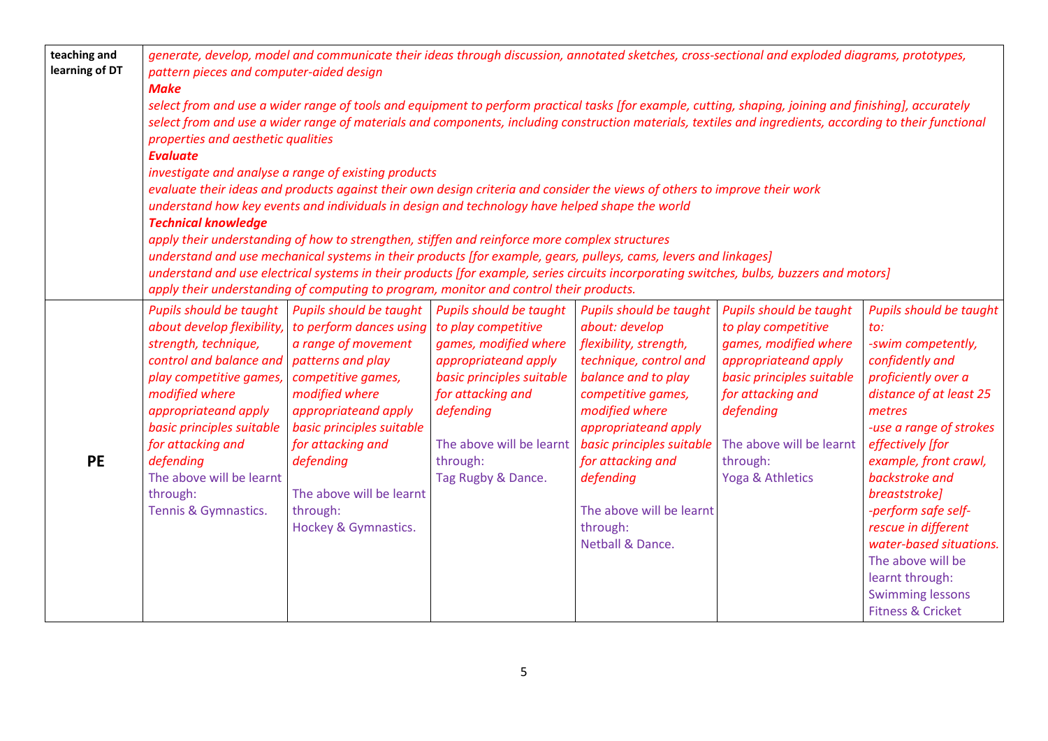| teaching and learning of DT | *generate, develop, model and communicate their ideas through discussion, annotated sketches, cross-sectional and exploded diagrams, prototypes, pattern pieces and computer-aided design*<br>***Make***<br>*select from and use a wider range of tools and equipment to perform practical tasks [for example, cutting, shaping, joining and finishing], accurately*<br>*select from and use a wider range of materials and components, including construction materials, textiles and ingredients, according to their functional properties and aesthetic qualities*<br>***Evaluate***<br>*investigate and analyse a range of existing products*<br>*evaluate their ideas and products against their own design criteria and consider the views of others to improve their work*<br>*understand how key events and individuals in design and technology have helped shape the world*<br>***Technical knowledge***<br>*apply their understanding of how to strengthen, stiffen and reinforce more complex structures*<br>*understand and use mechanical systems in their products [for example, gears, pulleys, cams, levers and linkages]*<br>*understand and use electrical systems in their products [for example, series circuits incorporating switches, bulbs, buzzers and motors]*<br>*apply their understanding of computing to program, monitor and control their products.* | | | | | |
|---|---|---|---|---|---|---|
| **PE** | *Pupils should be taught about develop flexibility, strength, technique, control and balance and play competitive games, modified where appropriateand apply basic principles suitable for attacking and defending*<br>The above will be learnt through:<br>Tennis & Gymnastics. | *Pupils should be taught to perform dances using a range of movement patterns and play competitive games, modified where appropriateand apply basic principles suitable for attacking and defending*<br><br>The above will be learnt through:<br>Hockey & Gymnastics. | *Pupils should be taught to play competitive games, modified where appropriateand apply basic principles suitable for attacking and defending*<br><br>The above will be learnt through:<br>Tag Rugby & Dance. | *Pupils should be taught about: develop flexibility, strength, technique, control and balance and to play competitive games, modified where appropriateand apply basic principles suitable for attacking and defending*<br><br>The above will be learnt through:<br>Netball & Dance. | *Pupils should be taught to play competitive games, modified where appropriateand apply basic principles suitable for attacking and defending*<br><br>The above will be learnt through:<br>Yoga & Athletics | *Pupils should be taught to:*<br>*-swim competently, confidently and proficiently over a distance of at least 25 metres*<br>*-use a range of strokes effectively [for example, front crawl, backstroke and breaststroke]*<br>*-perform safe self-rescue in different water-based situations.*<br>The above will be learnt through:<br>Swimming lessons<br>Fitness & Cricket |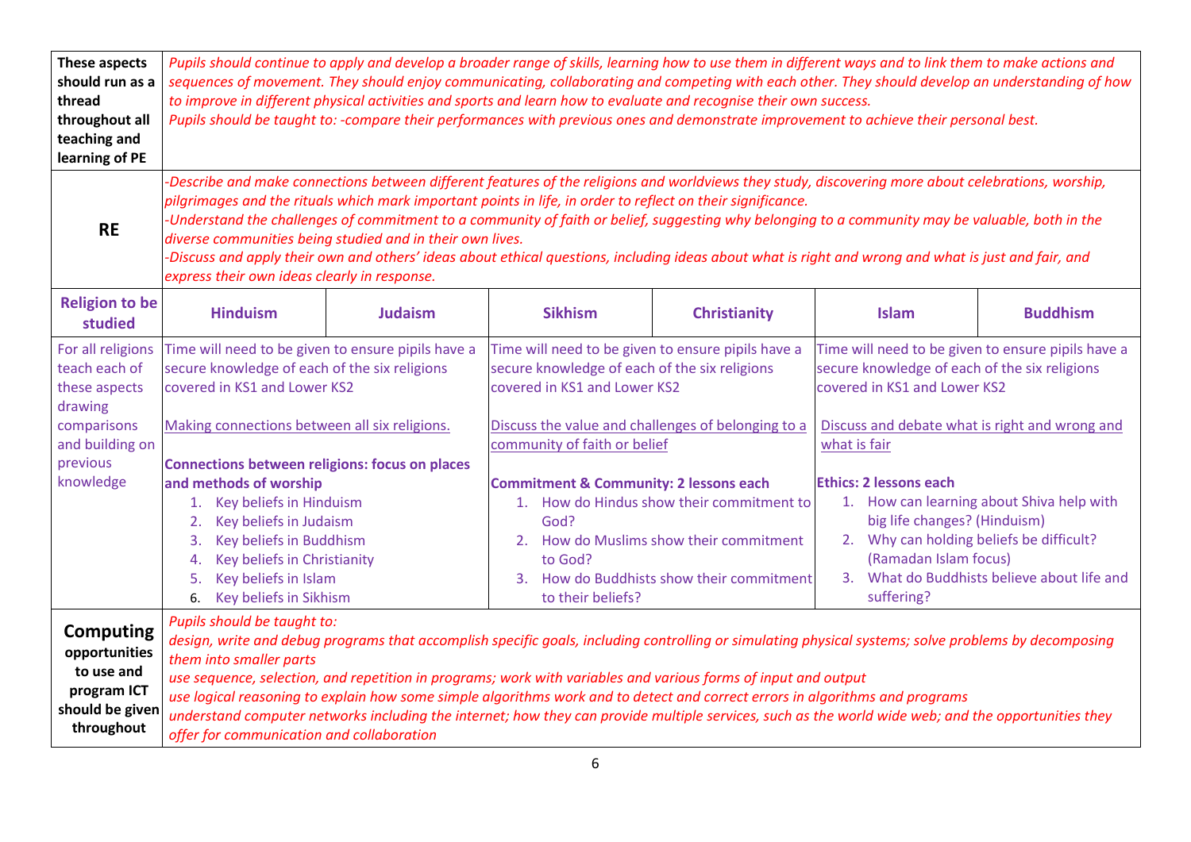| | | | | | | |
|---|---|---|---|---|---|---|
| **These aspects should run as a thread throughout all teaching and learning of PE** | *Pupils should continue to apply and develop a broader range of skills, learning how to use them in different ways and to link them to make actions and sequences of movement. They should enjoy communicating, collaborating and competing with each other. They should develop an understanding of how to improve in different physical activities and sports and learn how to evaluate and recognise their own success.*<br>*Pupils should be taught to: -compare their performances with previous ones and demonstrate improvement to achieve their personal best.* | | | | | |
| **RE** | *-Describe and make connections between different features of the religions and worldviews they study, discovering more about celebrations, worship, pilgrimages and the rituals which mark important points in life, in order to reflect on their significance.*<br>*-Understand the challenges of commitment to a community of faith or belief, suggesting why belonging to a community may be valuable, both in the diverse communities being studied and in their own lives.*<br>*-Discuss and apply their own and others' ideas about ethical questions, including ideas about what is right and wrong and what is just and fair, and express their own ideas clearly in response.* | | | | | |
| **Religion to be studied** | **Hinduism** | **Judaism** | **Sikhism** | **Christianity** | **Islam** | **Buddhism** |
| For all religions teach each of these aspects drawing comparisons and building on previous knowledge | Time will need to be given to ensure pipils have a secure knowledge of each of the six religions covered in KS1 and Lower KS2<br><br>Making connections between all six religions.<br><br>**Connections between religions: focus on places and methods of worship**<br>1. Key beliefs in Hinduism<br>2. Key beliefs in Judaism<br>3. Key beliefs in Buddhism<br>4. Key beliefs in Christianity<br>5. Key beliefs in Islam<br>6. Key beliefs in Sikhism | | Time will need to be given to ensure pupils have a secure knowledge of each of the six religions covered in KS1 and Lower KS2<br><br>Discuss the value and challenges of belonging to a community of faith or belief<br><br>**Commitment & Community: 2 lessons each**<br>1. How do Hindus show their commitment to God?<br>2. How do Muslims show their commitment to God?<br>3. How do Buddhists show their commitment to their beliefs? | | Time will need to be given to ensure pupils have a secure knowledge of each of the six religions covered in KS1 and Lower KS2<br><br>Discuss and debate what is right and wrong and what is fair<br><br>**Ethics: 2 lessons each**<br>1. How can learning about Shiva help with big life changes? (Hinduism)<br>2. Why can holding beliefs be difficult? (Ramadan Islam focus)<br>3. What do Buddhists believe about life and suffering? | |
| **Computing opportunities to use and program ICT should be given throughout** | *Pupils should be taught to:*<br>*design, write and debug programs that accomplish specific goals, including controlling or simulating physical systems; solve problems by decomposing them into smaller parts*<br>*use sequence, selection, and repetition in programs; work with variables and various forms of input and output*<br>*use logical reasoning to explain how some simple algorithms work and to detect and correct errors in algorithms and programs*<br>*understand computer networks including the internet; how they can provide multiple services, such as the world wide web; and the opportunities they offer for communication and collaboration* | | | | | |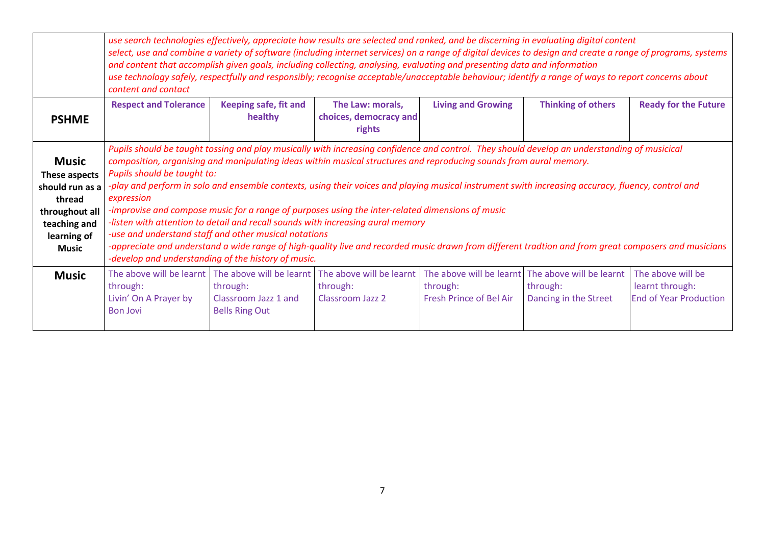| | | | | | | |
|---|---|---|---|---|---|---|
| | *use search technologies effectively, appreciate how results are selected and ranked, and be discerning in evaluating digital content*<br>*select, use and combine a variety of software (including internet services) on a range of digital devices to design and create a range of programs, systems and content that accomplish given goals, including collecting, analysing, evaluating and presenting data and information*<br>*use technology safely, respectfully and responsibly; recognise acceptable/unacceptable behaviour; identify a range of ways to report concerns about content and contact* | | | | | |
| **PSHME** | **Respect and Tolerance** | **Keeping safe, fit and healthy** | **The Law: morals, choices, democracy and rights** | **Living and Growing** | **Thinking of others** | **Ready for the Future** |
| **Music**<br>**These aspects should run as a thread throughout all teaching and learning of Music** | *Pupils should be taught tossing and play musically with increasing confidence and control. They should develop an understanding of musicical composition, organising and manipulating ideas within musical structures and reproducing sounds from aural memory.*<br>*Pupils should be taught to:*<br>*-play and perform in solo and ensemble contexts, using their voices and playing musical instrument swith increasing accuracy, fluency, control and expression*<br>*-improvise and compose music for a range of purposes using the inter-related dimensions of music*<br>*-listen with attention to detail and recall sounds with increasing aural memory*<br>*-use and understand staff and other musical notations*<br>*-appreciate and understand a wide range of high-quality live and recorded music drawn from different tradtion and from great composers and musicians*<br>*-develop and understanding of the history of music.* | | | | | |
| **Music** | The above will be learnt through:<br>Livin' On A Prayer by Bon Jovi | The above will be learnt through:<br>Classroom Jazz 1 and Bells Ring Out | The above will be learnt through:<br>Classroom Jazz 2 | The above will be learnt through:<br>Fresh Prince of Bel Air | The above will be learnt through:<br>Dancing in the Street | The above will be learnt through:<br>End of Year Production |